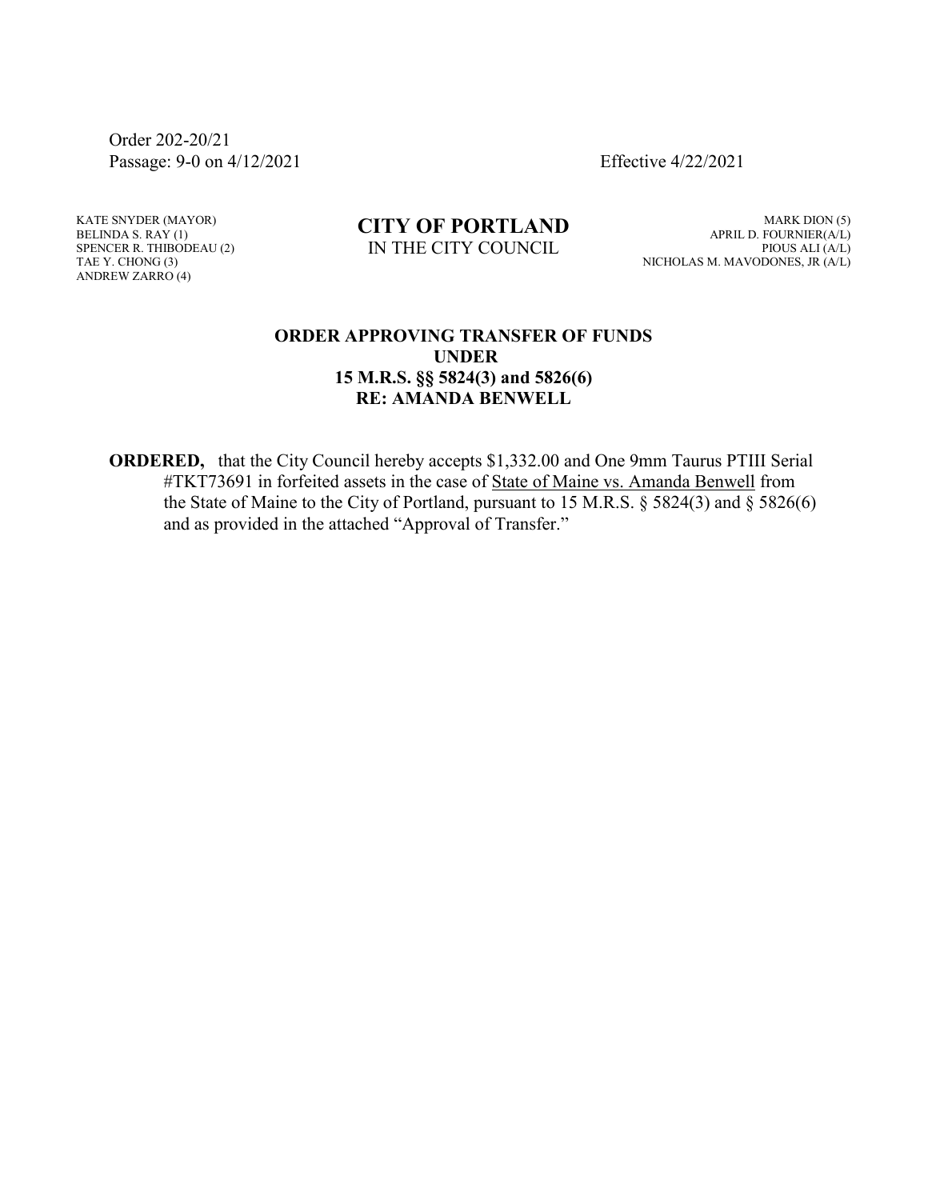Order 202-20/21
Passage: 9-0 on 4/12/2021 Effective 4/22/2021

KATE SNYDER (MAYOR)
BELINDA S. RAY (1)
SPENCER R. THIBODEAU (2)
TAE Y. CHONG (3)
ANDREW ZARRO (4)

**CITY OF PORTLAND**
IN THE CITY COUNCIL

MARK DION (5)
APRIL D. FOURNIER(A/L)
PIOUS ALI (A/L)
NICHOLAS M. MAVODONES, JR (A/L)

**ORDER APPROVING TRANSFER OF FUNDS**
**UNDER**
**15 M.R.S. §§ 5824(3) and 5826(6)**
**RE: AMANDA BENWELL**

**ORDERED,** that the City Council hereby accepts $1,332.00 and One 9mm Taurus PTIII Serial #TKT73691 in forfeited assets in the case of State of Maine vs. Amanda Benwell from the State of Maine to the City of Portland, pursuant to 15 M.R.S. § 5824(3) and § 5826(6) and as provided in the attached "Approval of Transfer."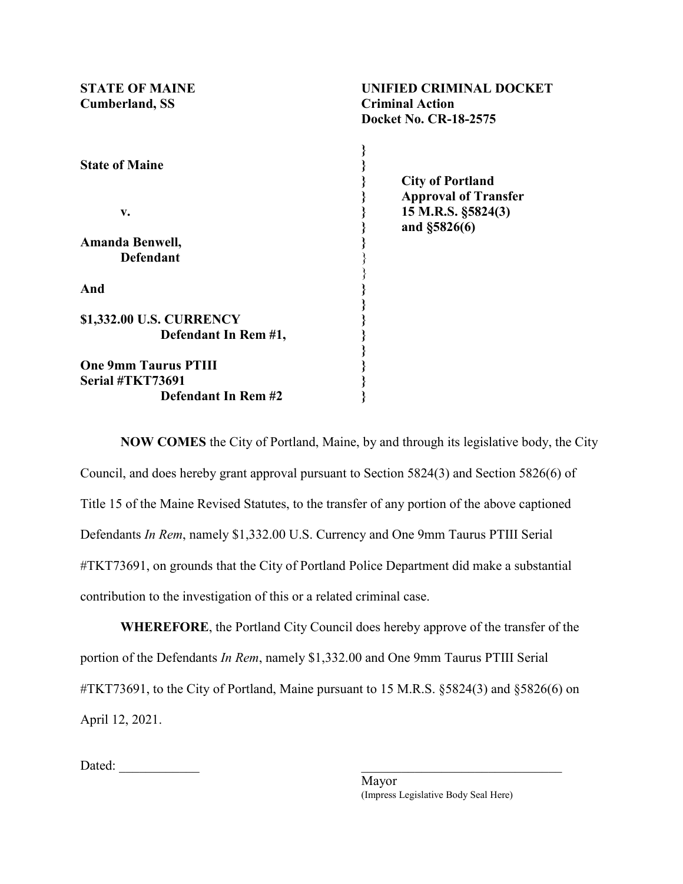**STATE OF MAINE**
**Cumberland, SS**

**UNIFIED CRIMINAL DOCKET**
**Criminal Action**
**Docket No. CR-18-2575**

| | |
|---|---|
| **State of Maine** | **City of Portland** |
| | **Approval of Transfer** |
| **v.** | **15 M.R.S. §5824(3)** |
| | **and §5826(6)** |
| **Amanda Benwell,** | |
| **Defendant** | |
| **And** | |
| **$1,332.00 U.S. CURRENCY** | |
| **Defendant In Rem #1,** | |
| **One 9mm Taurus PTIII** | |
| **Serial #TKT73691** | |
| **Defendant In Rem #2** | |

**NOW COMES** the City of Portland, Maine, by and through its legislative body, the City Council, and does hereby grant approval pursuant to Section 5824(3) and Section 5826(6) of Title 15 of the Maine Revised Statutes, to the transfer of any portion of the above captioned Defendants *In Rem*, namely $1,332.00 U.S. Currency and One 9mm Taurus PTIII Serial #TKT73691, on grounds that the City of Portland Police Department did make a substantial contribution to the investigation of this or a related criminal case.

**WHEREFORE**, the Portland City Council does hereby approve of the transfer of the portion of the Defendants *In Rem*, namely $1,332.00 and One 9mm Taurus PTIII Serial #TKT73691, to the City of Portland, Maine pursuant to 15 M.R.S. §5824(3) and §5826(6) on April 12, 2021.

Dated: ____________

_______________________________
Mayor
(Impress Legislative Body Seal Here)